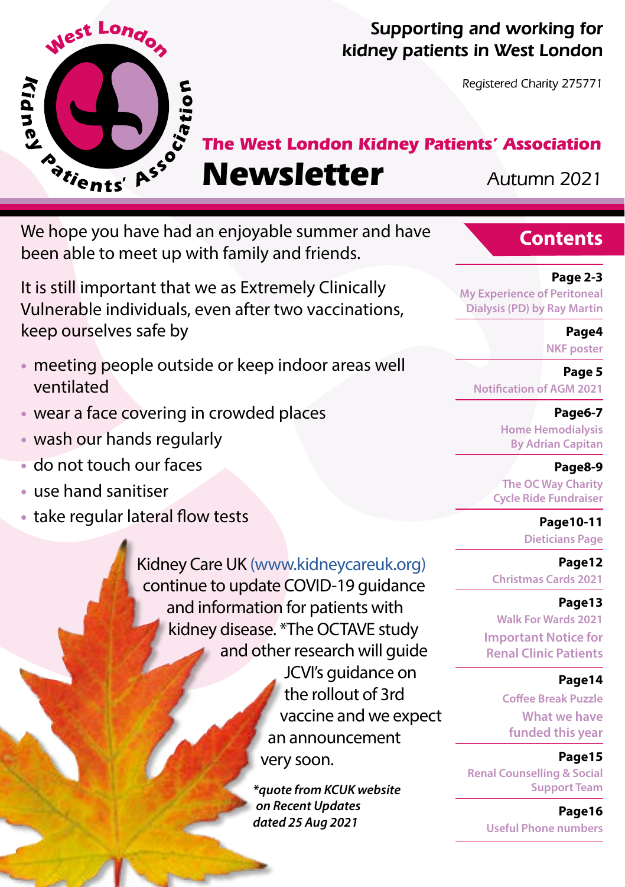*Supporting and working for kidney patients in West London*

*Registered Charity 275771*

## The West London Kidney Patients' Association

# Newsletter

Autumn 2021

We hope you have had an enjoyable summer and have been able to meet up with family and friends.

It is still important that we as Extremely Clinically Vulnerable individuals, even after two vaccinations, keep ourselves safe by

- meeting people outside or keep indoor areas well ventilated
- wear a face covering in crowded places
- wash our hands regularly
- do not touch our faces
- use hand sanitiser
- take regular lateral flow tests

Kidney Care UK (www.kidneycareuk.org) continue to update COVID-19 guidance and information for patients with kidney disease. *The OCTAVE study and other research will guide JCVI's guidance on the rollout of 3rd vaccine and we expect an announcement very soon.

*\*quote from KCUK website on Recent Updates dated 25 Aug 2021*

## Contents

**Page 2-3**
My Experience of Peritoneal Dialysis (PD) by Ray Martin

**Page4**
NKF poster

**Page 5**
Notification of AGM 2021

**Page6-7**
Home Hemodialysis By Adrian Capitan

**Page8-9**
The OC Way Charity Cycle Ride Fundraiser

**Page10-11**
Dieticians Page

**Page12**
Christmas Cards 2021

**Page13**
Walk For Wards 2021
Important Notice for Renal Clinic Patients

**Page14**
Coffee Break Puzzle
What we have funded this year

**Page15**
Renal Counselling & Social Support Team

**Page16**
Useful Phone numbers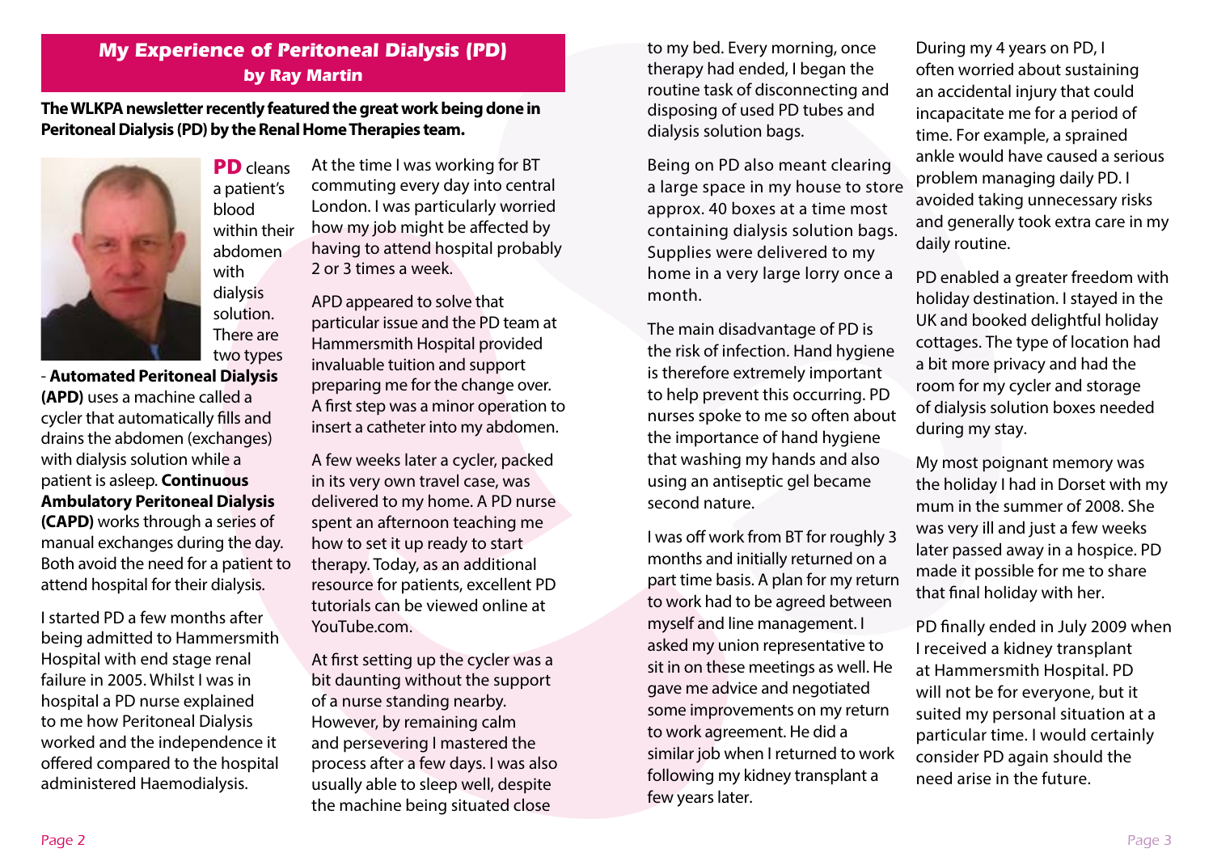## My Experience of Peritoneal Dialysis (PD)

### by Ray Martin

**The WLKPA newsletter recently featured the great work being done in Peritoneal Dialysis (PD) by the Renal Home Therapies team.**

**PD** cleans a patient's blood within their abdomen with dialysis solution. There are two types - **Automated Peritoneal Dialysis (APD)** uses a machine called a cycler that automatically fills and drains the abdomen (exchanges) with dialysis solution while a patient is asleep. **Continuous Ambulatory Peritoneal Dialysis (CAPD)** works through a series of manual exchanges during the day. Both avoid the need for a patient to attend hospital for their dialysis.

I started PD a few months after being admitted to Hammersmith Hospital with end stage renal failure in 2005. Whilst I was in hospital a PD nurse explained to me how Peritoneal Dialysis worked and the independence it offered compared to the hospital administered Haemodialysis.

At the time I was working for BT commuting every day into central London. I was particularly worried how my job might be affected by having to attend hospital probably 2 or 3 times a week.

APD appeared to solve that particular issue and the PD team at Hammersmith Hospital provided invaluable tuition and support preparing me for the change over. A first step was a minor operation to insert a catheter into my abdomen.

A few weeks later a cycler, packed in its very own travel case, was delivered to my home. A PD nurse spent an afternoon teaching me how to set it up ready to start therapy. Today, as an additional resource for patients, excellent PD tutorials can be viewed online at YouTube.com.

At first setting up the cycler was a bit daunting without the support of a nurse standing nearby. However, by remaining calm and persevering I mastered the process after a few days. I was also usually able to sleep well, despite the machine being situated close to my bed. Every morning, once therapy had ended, I began the routine task of disconnecting and disposing of used PD tubes and dialysis solution bags.

Being on PD also meant clearing a large space in my house to store approx. 40 boxes at a time most containing dialysis solution bags. Supplies were delivered to my home in a very large lorry once a month.

The main disadvantage of PD is the risk of infection. Hand hygiene is therefore extremely important to help prevent this occurring. PD nurses spoke to me so often about the importance of hand hygiene that washing my hands and also using an antiseptic gel became second nature.

I was off work from BT for roughly 3 months and initially returned on a part time basis. A plan for my return to work had to be agreed between myself and line management. I asked my union representative to sit in on these meetings as well. He gave me advice and negotiated some improvements on my return to work agreement. He did a similar job when I returned to work following my kidney transplant a few years later.

During my 4 years on PD, I often worried about sustaining an accidental injury that could incapacitate me for a period of time. For example, a sprained ankle would have caused a serious problem managing daily PD. I avoided taking unnecessary risks and generally took extra care in my daily routine.

PD enabled a greater freedom with holiday destination. I stayed in the UK and booked delightful holiday cottages. The type of location had a bit more privacy and had the room for my cycler and storage of dialysis solution boxes needed during my stay.

My most poignant memory was the holiday I had in Dorset with my mum in the summer of 2008. She was very ill and just a few weeks later passed away in a hospice. PD made it possible for me to share that final holiday with her.

PD finally ended in July 2009 when I received a kidney transplant at Hammersmith Hospital. PD will not be for everyone, but it suited my personal situation at a particular time. I would certainly consider PD again should the need arise in the future.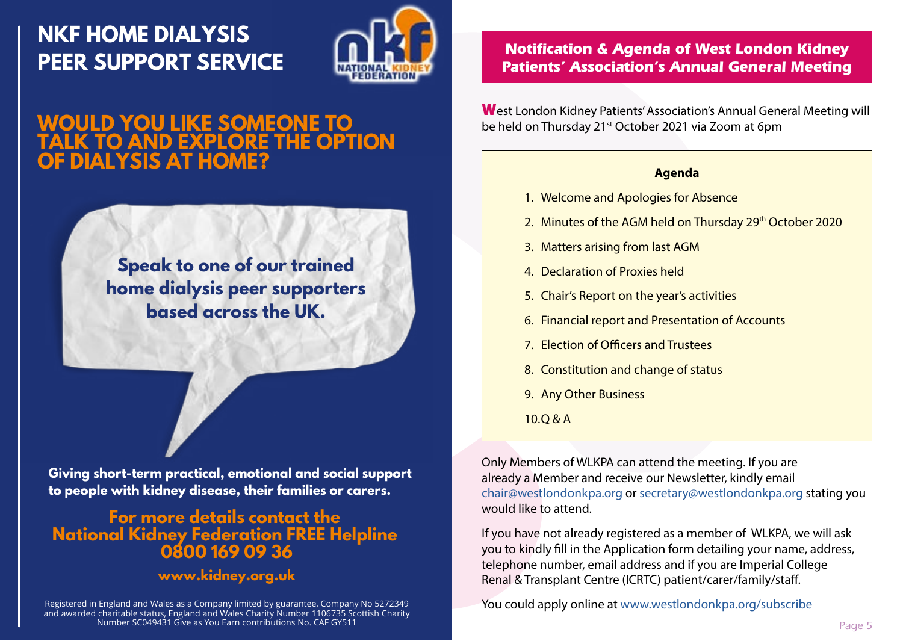# NKF HOME DIALYSIS PEER SUPPORT SERVICE

## WOULD YOU LIKE SOMEONE TO TALK TO AND EXPLORE THE OPTION OF DIALYSIS AT HOME?

**Speak to one of our trained home dialysis peer supporters based across the UK.**

**Giving short-term practical, emotional and social support to people with kidney disease, their families or carers.**

**For more details contact the National Kidney Federation FREE Helpline 0800 169 09 36**

**www.kidney.org.uk**

Registered in England and Wales as a Company limited by guarantee, Company No 5272349 and awarded charitable status, England and Wales Charity Number 1106735 Scottish Charity Number SC049431 Give as You Earn contributions No. CAF GY511

## *Notification & Agenda of West London Kidney Patients' Association's Annual General Meeting*

West London Kidney Patients' Association's Annual General Meeting will be held on Thursday 21st October 2021 via Zoom at 6pm

**Agenda**

1. Welcome and Apologies for Absence
2. Minutes of the AGM held on Thursday 29th October 2020
3. Matters arising from last AGM
4. Declaration of Proxies held
5. Chair's Report on the year's activities
6. Financial report and Presentation of Accounts
7. Election of Officers and Trustees
8. Constitution and change of status
9. Any Other Business
10. Q & A

Only Members of WLKPA can attend the meeting. If you are already a Member and receive our Newsletter, kindly email chair@westlondonkpa.org or secretary@westlondonkpa.org stating you would like to attend.

If you have not already registered as a member of WLKPA, we will ask you to kindly fill in the Application form detailing your name, address, telephone number, email address and if you are Imperial College Renal & Transplant Centre (ICRTC) patient/carer/family/staff.

You could apply online at www.westlondonkpa.org/subscribe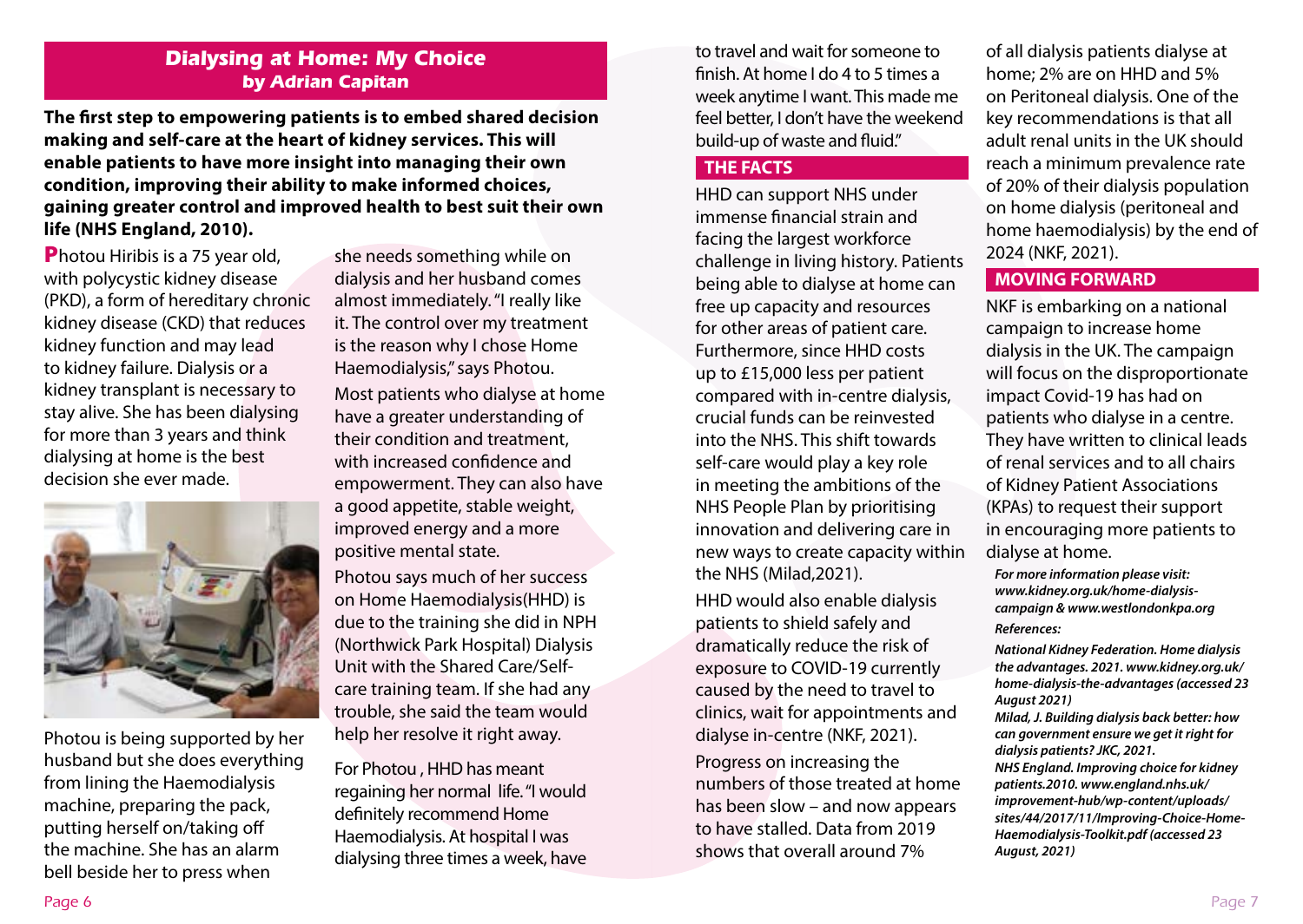## Dialysing at Home: My Choice
### by Adrian Capitan

**The first step to empowering patients is to embed shared decision making and self-care at the heart of kidney services. This will enable patients to have more insight into managing their own condition, improving their ability to make informed choices, gaining greater control and improved health to best suit their own life (NHS England, 2010).**

Photou Hiribis is a 75 year old, with polycystic kidney disease (PKD), a form of hereditary chronic kidney disease (CKD) that reduces kidney function and may lead to kidney failure. Dialysis or a kidney transplant is necessary to stay alive. She has been dialysing for more than 3 years and think dialysing at home is the best decision she ever made.

Photou is being supported by her husband but she does everything from lining the Haemodialysis machine, preparing the pack, putting herself on/taking off the machine. She has an alarm bell beside her to press when she needs something while on dialysis and her husband comes almost immediately. "I really like it. The control over my treatment is the reason why I chose Home Haemodialysis," says Photou.

Most patients who dialyse at home have a greater understanding of their condition and treatment, with increased confidence and empowerment. They can also have a good appetite, stable weight, improved energy and a more positive mental state.

Photou says much of her success on Home Haemodialysis(HHD) is due to the training she did in NPH (Northwick Park Hospital) Dialysis Unit with the Shared Care/Self-care training team. If she had any trouble, she said the team would help her resolve it right away.

For Photou , HHD has meant regaining her normal life. "I would definitely recommend Home Haemodialysis. At hospital I was dialysing three times a week, have to travel and wait for someone to finish. At home I do 4 to 5 times a week anytime I want. This made me feel better, I don't have the weekend build-up of waste and fluid."

### THE FACTS

HHD can support NHS under immense financial strain and facing the largest workforce challenge in living history. Patients being able to dialyse at home can free up capacity and resources for other areas of patient care. Furthermore, since HHD costs up to £15,000 less per patient compared with in-centre dialysis, crucial funds can be reinvested into the NHS. This shift towards self-care would play a key role in meeting the ambitions of the NHS People Plan by prioritising innovation and delivering care in new ways to create capacity within the NHS (Milad,2021).

HHD would also enable dialysis patients to shield safely and dramatically reduce the risk of exposure to COVID-19 currently caused by the need to travel to clinics, wait for appointments and dialyse in-centre (NKF, 2021).

Progress on increasing the numbers of those treated at home has been slow – and now appears to have stalled. Data from 2019 shows that overall around 7% of all dialysis patients dialyse at home; 2% are on HHD and 5% on Peritoneal dialysis. One of the key recommendations is that all adult renal units in the UK should reach a minimum prevalence rate of 20% of their dialysis population on home dialysis (peritoneal and home haemodialysis) by the end of 2024 (NKF, 2021).

### MOVING FORWARD

NKF is embarking on a national campaign to increase home dialysis in the UK. The campaign will focus on the disproportionate impact Covid-19 has had on patients who dialyse in a centre. They have written to clinical leads of renal services and to all chairs of Kidney Patient Associations (KPAs) to request their support in encouraging more patients to dialyse at home.

***For more information please visit: www.kidney.org.uk/home-dialysis-campaign & www.westlondonkpa.org***

***References:***

***National Kidney Federation. Home dialysis the advantages. 2021. www.kidney.org.uk/home-dialysis-the-advantages (accessed 23 August 2021)***

***Milad, J. Building dialysis back better: how can government ensure we get it right for dialysis patients? JKC, 2021.***

***NHS England. Improving choice for kidney patients.2010. www.england.nhs.uk/improvement-hub/wp-content/uploads/sites/44/2017/11/Improving-Choice-Home-Haemodialysis-Toolkit.pdf (accessed 23 August, 2021)***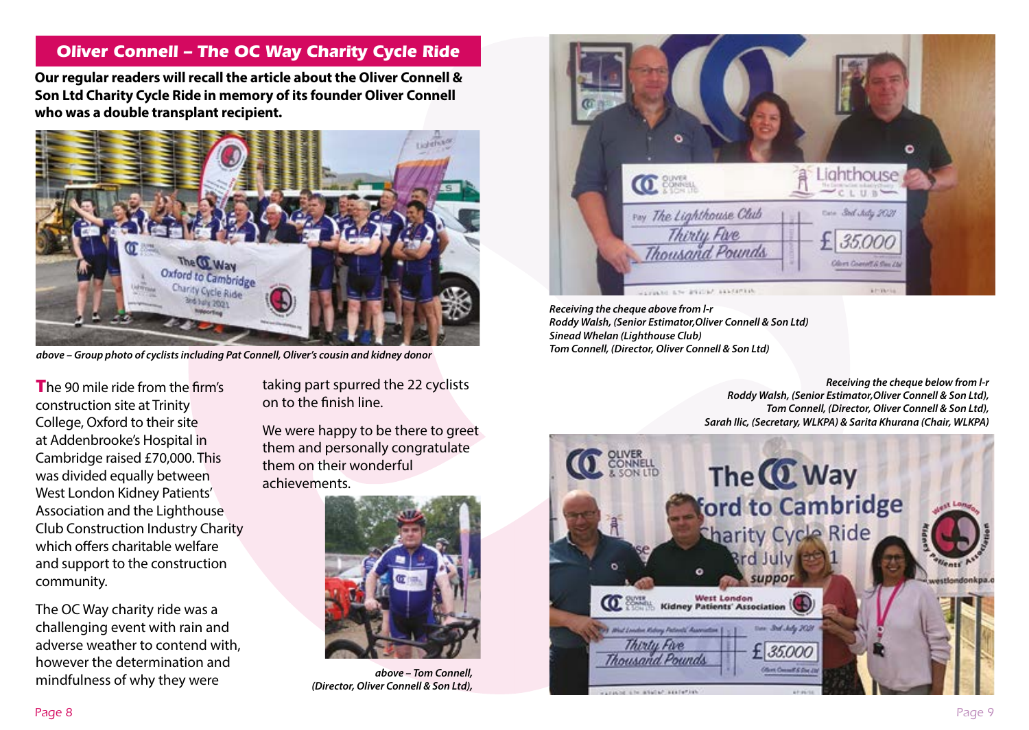## Oliver Connell – The OC Way Charity Cycle Ride

**Our regular readers will recall the article about the Oliver Connell & Son Ltd Charity Cycle Ride in memory of its founder Oliver Connell who was a double transplant recipient.**

*above – Group photo of cyclists including Pat Connell, Oliver's cousin and kidney donor*

The 90 mile ride from the firm's construction site at Trinity College, Oxford to their site at Addenbrooke's Hospital in Cambridge raised £70,000. This was divided equally between West London Kidney Patients' Association and the Lighthouse Club Construction Industry Charity which offers charitable welfare and support to the construction community.

The OC Way charity ride was a challenging event with rain and adverse weather to contend with, however the determination and mindfulness of why they were taking part spurred the 22 cyclists on to the finish line.

We were happy to be there to greet them and personally congratulate them on their wonderful achievements.

*above – Tom Connell, (Director, Oliver Connell & Son Ltd),*

*Receiving the cheque above from l-r*
*Roddy Walsh, (Senior Estimator,Oliver Connell & Son Ltd)*
*Sinead Whelan (Lighthouse Club)*
*Tom Connell, (Director, Oliver Connell & Son Ltd)*

*Receiving the cheque below from l-r*
*Roddy Walsh, (Senior Estimator,Oliver Connell & Son Ltd),*
*Tom Connell, (Director, Oliver Connell & Son Ltd),*
*Sarah Ilic, (Secretary, WLKPA) & Sarita Khurana (Chair, WLKPA)*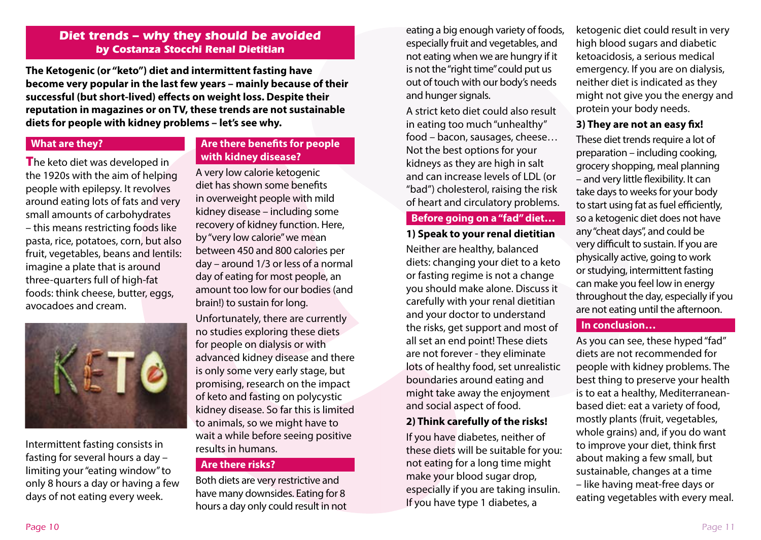## Diet trends – why they should be avoided

**by Costanza Stocchi Renal Dietitian**

**The Ketogenic (or "keto") diet and intermittent fasting have become very popular in the last few years – mainly because of their successful (but short-lived) effects on weight loss. Despite their reputation in magazines or on TV, these trends are not sustainable diets for people with kidney problems – let's see why.**

### What are they?

The keto diet was developed in the 1920s with the aim of helping people with epilepsy. It revolves around eating lots of fats and very small amounts of carbohydrates – this means restricting foods like pasta, rice, potatoes, corn, but also fruit, vegetables, beans and lentils: imagine a plate that is around three-quarters full of high-fat foods: think cheese, butter, eggs, avocadoes and cream.

Intermittent fasting consists in fasting for several hours a day – limiting your "eating window" to only 8 hours a day or having a few days of not eating every week.

### Are there benefits for people with kidney disease?

A very low calorie ketogenic diet has shown some benefits in overweight people with mild kidney disease – including some recovery of kidney function. Here, by "very low calorie" we mean between 450 and 800 calories per day – around 1/3 or less of a normal day of eating for most people, an amount too low for our bodies (and brain!) to sustain for long.

Unfortunately, there are currently no studies exploring these diets for people on dialysis or with advanced kidney disease and there is only some very early stage, but promising, research on the impact of keto and fasting on polycystic kidney disease. So far this is limited to animals, so we might have to wait a while before seeing positive results in humans.

### Are there risks?

Both diets are very restrictive and have many downsides. Eating for 8 hours a day only could result in not eating a big enough variety of foods, especially fruit and vegetables, and not eating when we are hungry if it is not the "right time" could put us out of touch with our body's needs and hunger signals.

A strict keto diet could also result in eating too much "unhealthy" food – bacon, sausages, cheese… Not the best options for your kidneys as they are high in salt and can increase levels of LDL (or "bad") cholesterol, raising the risk of heart and circulatory problems.

### Before going on a "fad" diet…

**1) Speak to your renal dietitian**

Neither are healthy, balanced diets: changing your diet to a keto or fasting regime is not a change you should make alone. Discuss it carefully with your renal dietitian and your doctor to understand the risks, get support and most of all set an end point! These diets are not forever - they eliminate lots of healthy food, set unrealistic boundaries around eating and might take away the enjoyment and social aspect of food.

**2) Think carefully of the risks!**

If you have diabetes, neither of these diets will be suitable for you: not eating for a long time might make your blood sugar drop, especially if you are taking insulin. If you have type 1 diabetes, a ketogenic diet could result in very high blood sugars and diabetic ketoacidosis, a serious medical emergency. If you are on dialysis, neither diet is indicated as they might not give you the energy and protein your body needs.

**3) They are not an easy fix!**

These diet trends require a lot of preparation – including cooking, grocery shopping, meal planning – and very little flexibility. It can take days to weeks for your body to start using fat as fuel efficiently, so a ketogenic diet does not have any "cheat days", and could be very difficult to sustain. If you are physically active, going to work or studying, intermittent fasting can make you feel low in energy throughout the day, especially if you are not eating until the afternoon.

### In conclusion…

As you can see, these hyped "fad" diets are not recommended for people with kidney problems. The best thing to preserve your health is to eat a healthy, Mediterranean-based diet: eat a variety of food, mostly plants (fruit, vegetables, whole grains) and, if you do want to improve your diet, think first about making a few small, but sustainable, changes at a time – like having meat-free days or eating vegetables with every meal.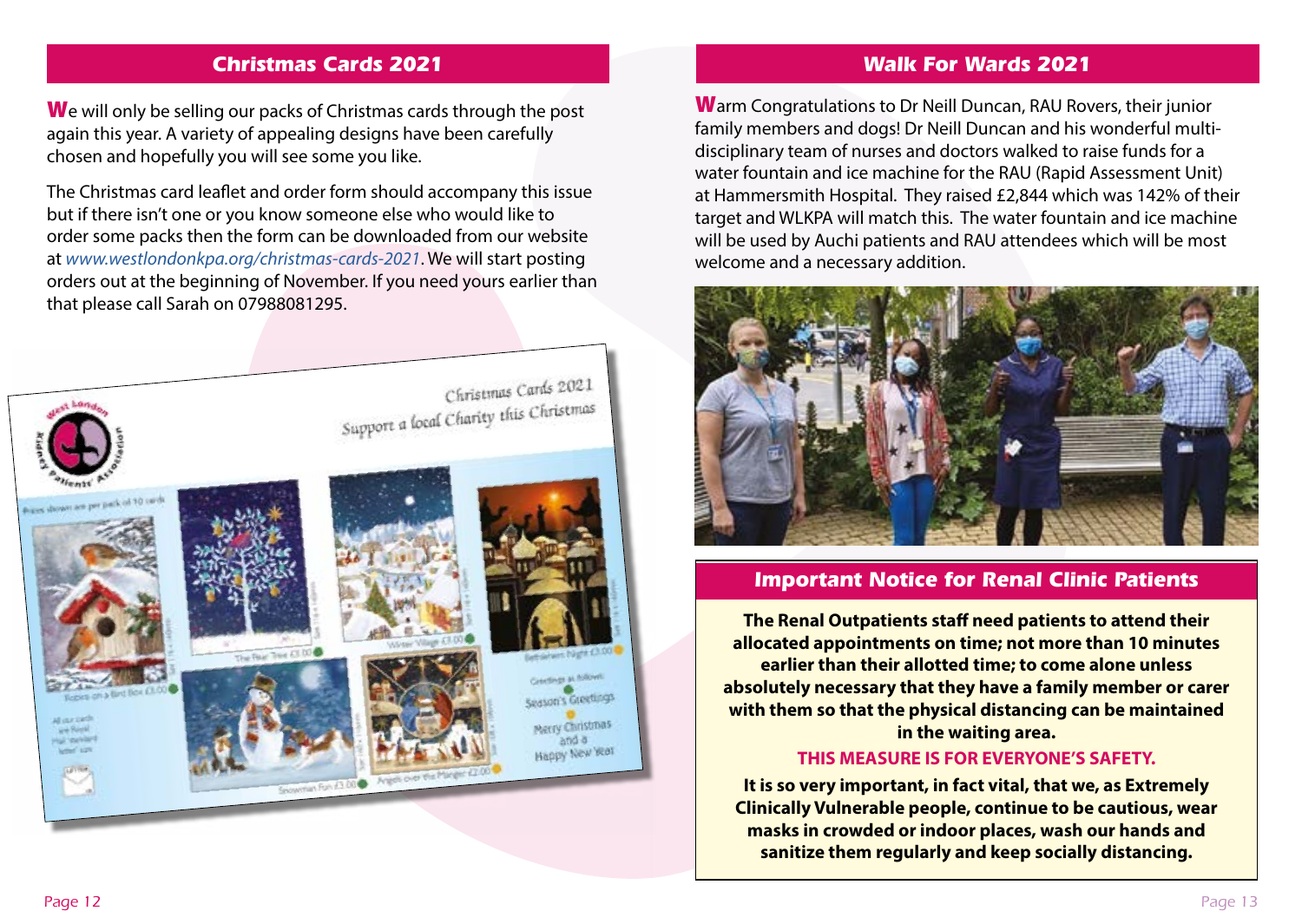## Christmas Cards 2021

We will only be selling our packs of Christmas cards through the post again this year. A variety of appealing designs have been carefully chosen and hopefully you will see some you like.

The Christmas card leaflet and order form should accompany this issue but if there isn't one or you know someone else who would like to order some packs then the form can be downloaded from our website at *www.westlondonkpa.org/christmas-cards-2021*. We will start posting orders out at the beginning of November. If you need yours earlier than that please call Sarah on 07988081295.

## Walk For Wards 2021

Warm Congratulations to Dr Neill Duncan, RAU Rovers, their junior family members and dogs! Dr Neill Duncan and his wonderful multi-disciplinary team of nurses and doctors walked to raise funds for a water fountain and ice machine for the RAU (Rapid Assessment Unit) at Hammersmith Hospital. They raised £2,844 which was 142% of their target and WLKPA will match this. The water fountain and ice machine will be used by Auchi patients and RAU attendees which will be most welcome and a necessary addition.

## Important Notice for Renal Clinic Patients

**The Renal Outpatients staff need patients to attend their allocated appointments on time; not more than 10 minutes earlier than their allotted time; to come alone unless absolutely necessary that they have a family member or carer with them so that the physical distancing can be maintained in the waiting area.**

**THIS MEASURE IS FOR EVERYONE'S SAFETY.**

**It is so very important, in fact vital, that we, as Extremely Clinically Vulnerable people, continue to be cautious, wear masks in crowded or indoor places, wash our hands and sanitize them regularly and keep socially distancing.**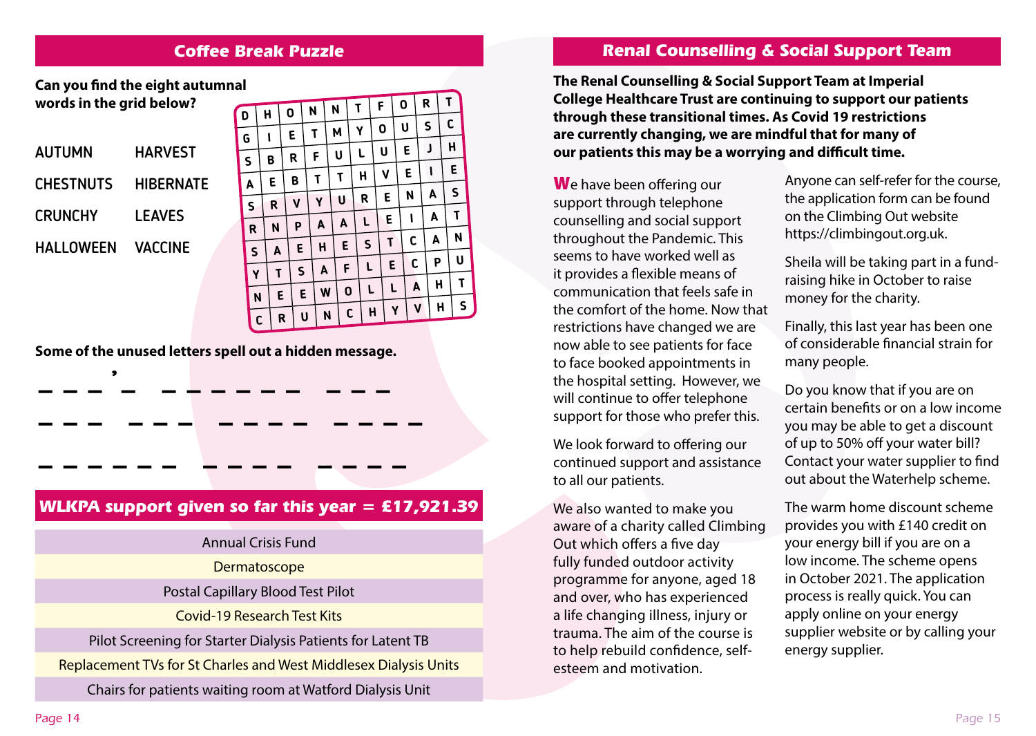## Coffee Break Puzzle

**Can you find the eight autumnal words in the grid below?**

| | |
|---|---|
| AUTUMN | HARVEST |
| CHESTNUTS | HIBERNATE |
| CRUNCHY | LEAVES |
| HALLOWEEN | VACCINE |

| | | | | | | | | | |
|---|---|---|---|---|---|---|---|---|---|
| D | H | O | N | N | T | F | O | R | T |
| G | I | E | T | M | Y | O | U | S | C |
| S | B | R | F | U | L | U | E | J | H |
| A | E | B | T | T | H | V | E | I | E |
| S | R | V | Y | U | R | E | N | A | S |
| R | N | P | A | A | L | E | I | A | T |
| S | A | E | H | E | S | T | C | A | N |
| Y | T | S | A | F | L | E | C | P | U |
| N | E | E | W | O | L | L | A | H | T |
| C | R | U | N | C | H | Y | V | H | S |

**Some of the unused letters spell out a hidden message.**

_ _ _ ' _   _ _ _ _ _ _   _ _ _

_ _ _   _ _ _   _ _ _ _   _ _ _ _ _

_ _ _ _ _ _   _ _ _ _   _ _ _ _

## WLKPA support given so far this year = £17,921.39

| |
|---|
| Annual Crisis Fund |
| Dermatoscope |
| Postal Capillary Blood Test Pilot |
| Covid-19 Research Test Kits |
| Pilot Screening for Starter Dialysis Patients for Latent TB |
| Replacement TVs for St Charles and West Middlesex Dialysis Units |
| Chairs for patients waiting room at Watford Dialysis Unit |

## Renal Counselling & Social Support Team

**The Renal Counselling & Social Support Team at Imperial College Healthcare Trust are continuing to support our patients through these transitional times. As Covid 19 restrictions are currently changing, we are mindful that for many of our patients this may be a worrying and difficult time.**

We have been offering our support through telephone counselling and social support throughout the Pandemic. This seems to have worked well as it provides a flexible means of communication that feels safe in the comfort of the home. Now that restrictions have changed we are now able to see patients for face to face booked appointments in the hospital setting. However, we will continue to offer telephone support for those who prefer this.

We look forward to offering our continued support and assistance to all our patients.

We also wanted to make you aware of a charity called Climbing Out which offers a five day fully funded outdoor activity programme for anyone, aged 18 and over, who has experienced a life changing illness, injury or trauma. The aim of the course is to help rebuild confidence, self-esteem and motivation.

Anyone can self-refer for the course, the application form can be found on the Climbing Out website https://climbingout.org.uk.

Sheila will be taking part in a fund-raising hike in October to raise money for the charity.

Finally, this last year has been one of considerable financial strain for many people.

Do you know that if you are on certain benefits or on a low income you may be able to get a discount of up to 50% off your water bill? Contact your water supplier to find out about the Waterhelp scheme.

The warm home discount scheme provides you with £140 credit on your energy bill if you are on a low income. The scheme opens in October 2021. The application process is really quick. You can apply online on your energy supplier website or by calling your energy supplier.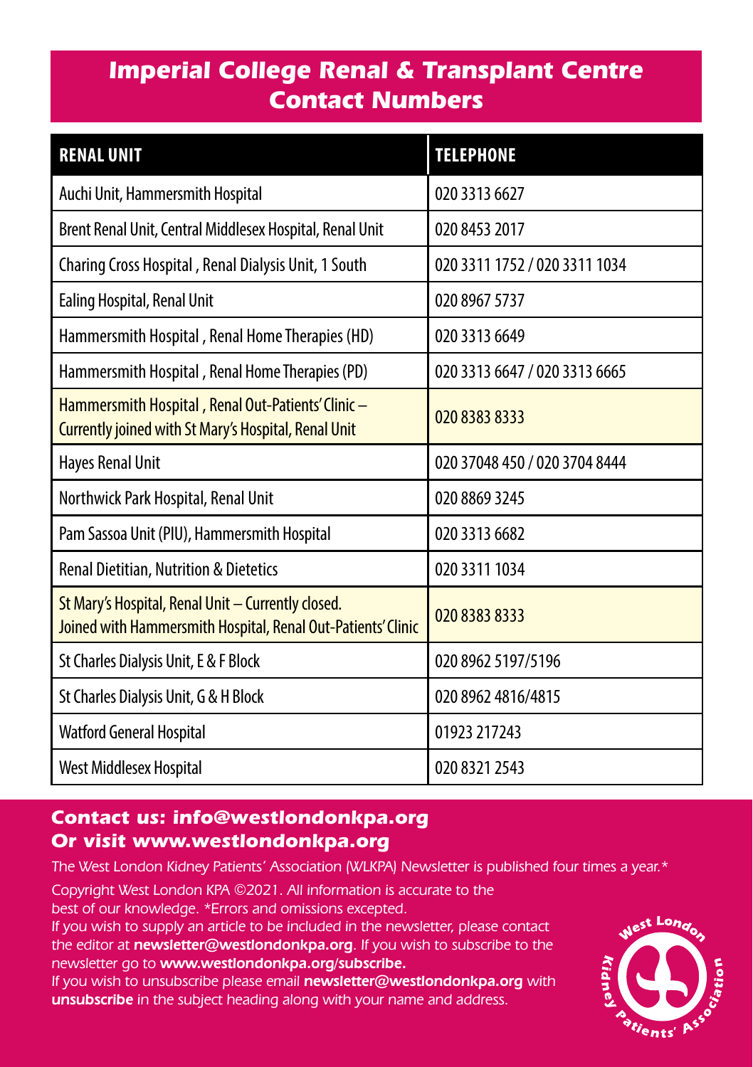# Imperial College Renal & Transplant Centre Contact Numbers

| RENAL UNIT | TELEPHONE |
|---|---|
| Auchi Unit, Hammersmith Hospital | 020 3313 6627 |
| Brent Renal Unit, Central Middlesex Hospital, Renal Unit | 020 8453 2017 |
| Charing Cross Hospital , Renal Dialysis Unit, 1 South | 020 3311 1752 / 020 3311 1034 |
| Ealing Hospital, Renal Unit | 020 8967 5737 |
| Hammersmith Hospital , Renal Home Therapies (HD) | 020 3313 6649 |
| Hammersmith Hospital , Renal Home Therapies (PD) | 020 3313 6647 / 020 3313 6665 |
| Hammersmith Hospital , Renal Out-Patients' Clinic – Currently joined with St Mary's Hospital, Renal Unit | 020 8383 8333 |
| Hayes Renal Unit | 020 37048 450 / 020 3704 8444 |
| Northwick Park Hospital, Renal Unit | 020 8869 3245 |
| Pam Sassoa Unit (PIU), Hammersmith Hospital | 020 3313 6682 |
| Renal Dietitian, Nutrition & Dietetics | 020 3311 1034 |
| St Mary's Hospital, Renal Unit – Currently closed. Joined with Hammersmith Hospital, Renal Out-Patients' Clinic | 020 8383 8333 |
| St Charles Dialysis Unit, E & F Block | 020 8962 5197/5196 |
| St Charles Dialysis Unit, G & H Block | 020 8962 4816/4815 |
| Watford General Hospital | 01923 217243 |
| West Middlesex Hospital | 020 8321 2543 |

**Contact us: info@westlondonkpa.org**
**Or visit www.westlondonkpa.org**

*The West London Kidney Patients' Association (WLKPA) Newsletter is published four times a year.\**

*Copyright West London KPA ©2021. All information is accurate to the best of our knowledge. \*Errors and omissions excepted.*

*If you wish to supply an article to be included in the newsletter, please contact the editor at **newsletter@westlondonkpa.org**. If you wish to subscribe to the newsletter go to **www.westlondonkpa.org/subscribe.***

*If you wish to unsubscribe please email **newsletter@westlondonkpa.org** with **unsubscribe** in the subject heading along with your name and address.*

West London Kidney Patients' Association